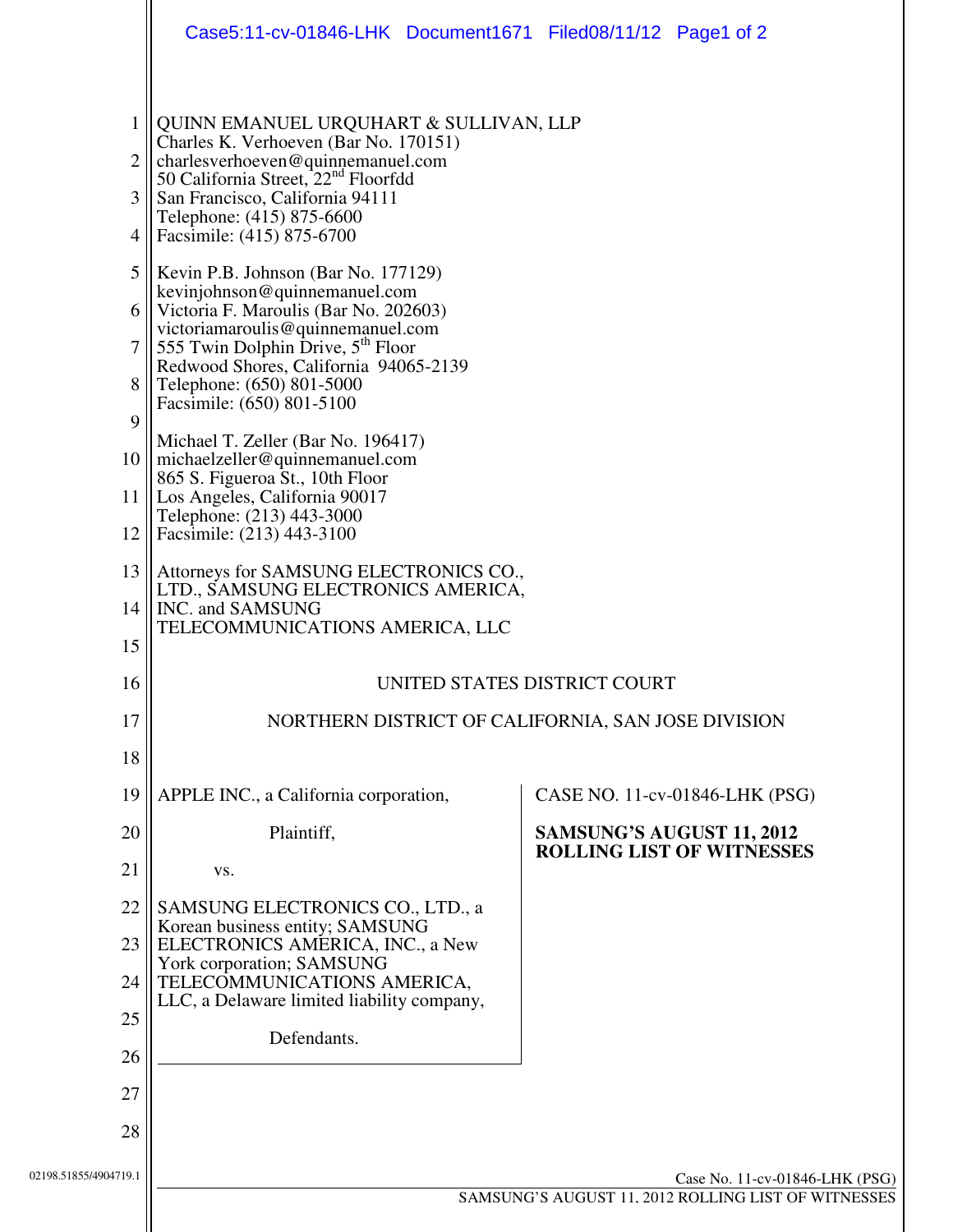QUINN EMANUEL URQUHART & SULLIVAN, LLP
Charles K. Verhoeven (Bar No. 170151)
charlesverhoeven@quinnemanuel.com
50 California Street, 22nd Floorfdd
San Francisco, California 94111
Telephone: (415) 875-6600
Facsimile: (415) 875-6700

Kevin P.B. Johnson (Bar No. 177129)
kevinjohnson@quinnemanuel.com
Victoria F. Maroulis (Bar No. 202603)
victoriamaroulis@quinnemanuel.com
555 Twin Dolphin Drive, 5th Floor
Redwood Shores, California 94065-2139
Telephone: (650) 801-5000
Facsimile: (650) 801-5100

Michael T. Zeller (Bar No. 196417)
michaelzeller@quinnemanuel.com
865 S. Figueroa St., 10th Floor
Los Angeles, California 90017
Telephone: (213) 443-3000
Facsimile: (213) 443-3100

Attorneys for SAMSUNG ELECTRONICS CO., LTD., SAMSUNG ELECTRONICS AMERICA, INC. and SAMSUNG TELECOMMUNICATIONS AMERICA, LLC

UNITED STATES DISTRICT COURT

NORTHERN DISTRICT OF CALIFORNIA, SAN JOSE DIVISION

APPLE INC., a California corporation,

Plaintiff,

vs.

SAMSUNG ELECTRONICS CO., LTD., a Korean business entity; SAMSUNG ELECTRONICS AMERICA, INC., a New York corporation; SAMSUNG TELECOMMUNICATIONS AMERICA, LLC, a Delaware limited liability company,

Defendants.

CASE NO. 11-cv-01846-LHK (PSG)

**SAMSUNG'S AUGUST 11, 2012 ROLLING LIST OF WITNESSES**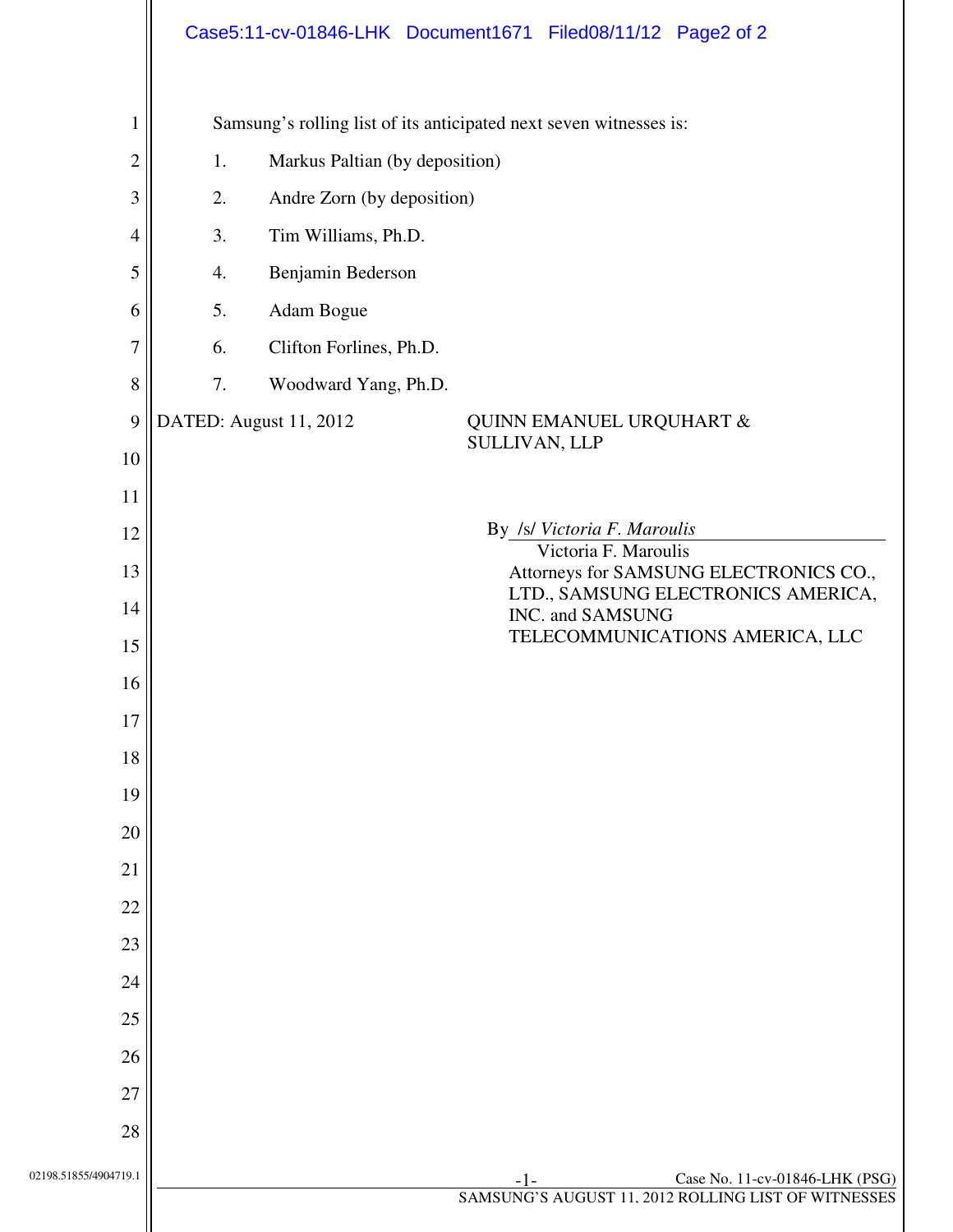Samsung's rolling list of its anticipated next seven witnesses is:

1. Markus Paltian (by deposition)
2. Andre Zorn (by deposition)
3. Tim Williams, Ph.D.
4. Benjamin Bederson
5. Adam Bogue
6. Clifton Forlines, Ph.D.
7. Woodward Yang, Ph.D.

DATED: August 11, 2012

QUINN EMANUEL URQUHART & SULLIVAN, LLP

By /s/ *Victoria F. Maroulis*
Victoria F. Maroulis
Attorneys for SAMSUNG ELECTRONICS CO., LTD., SAMSUNG ELECTRONICS AMERICA, INC. and SAMSUNG TELECOMMUNICATIONS AMERICA, LLC